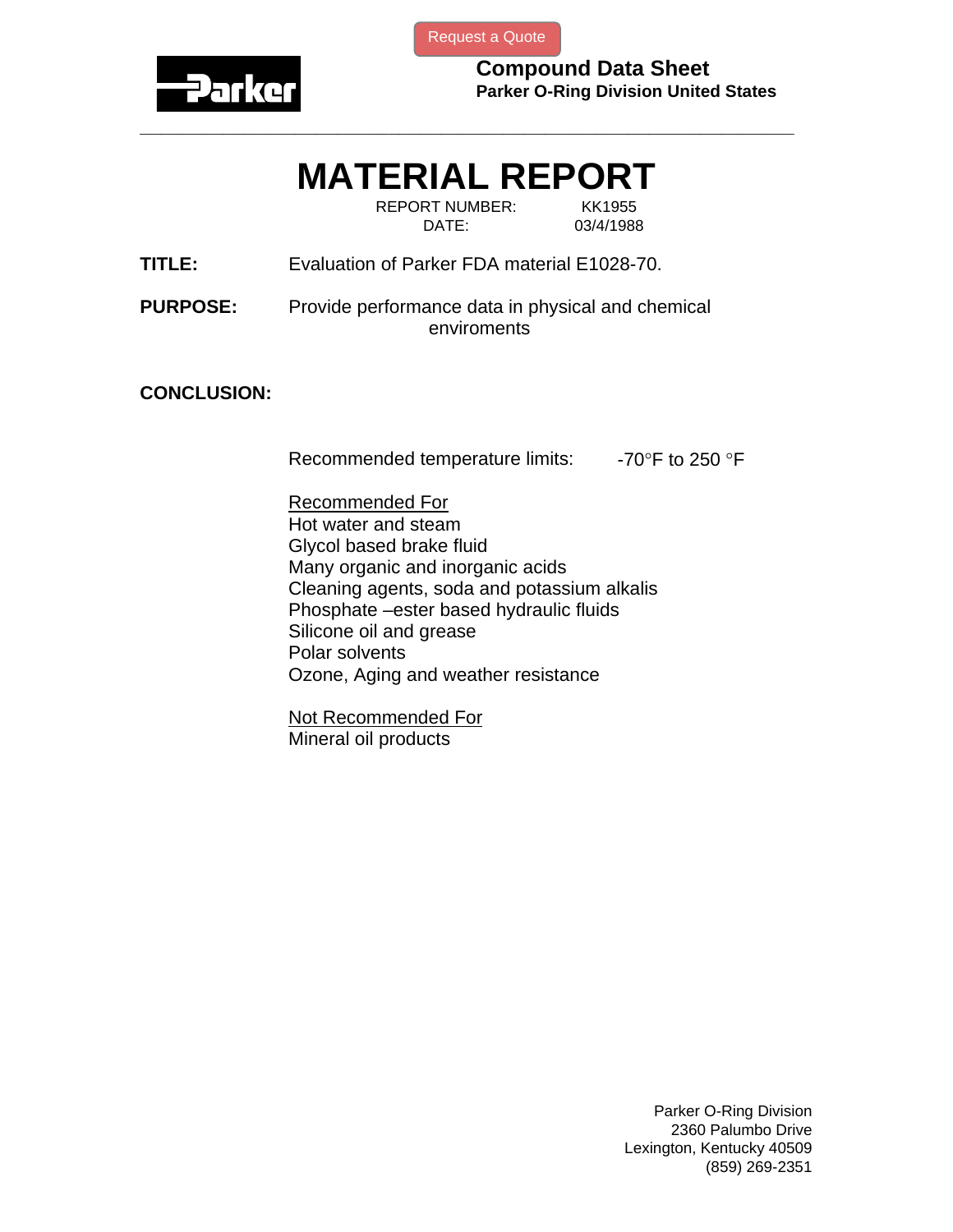Request a Quote

**Compound Data Sheet**
**Parker O-Ring Division United States**

# MATERIAL REPORT

REPORT NUMBER: KK1955
DATE: 03/4/1988

**TITLE:** Evaluation of Parker FDA material E1028-70.

**PURPOSE:** Provide performance data in physical and chemical enviroments

**CONCLUSION:**

Recommended temperature limits: -70°F to 250 °F

Recommended For

- Hot water and steam
- Glycol based brake fluid
- Many organic and inorganic acids
- Cleaning agents, soda and potassium alkalis
- Phosphate –ester based hydraulic fluids
- Silicone oil and grease
- Polar solvents
- Ozone, Aging and weather resistance

Not Recommended For

- Mineral oil products

Parker O-Ring Division
2360 Palumbo Drive
Lexington, Kentucky 40509
(859) 269-2351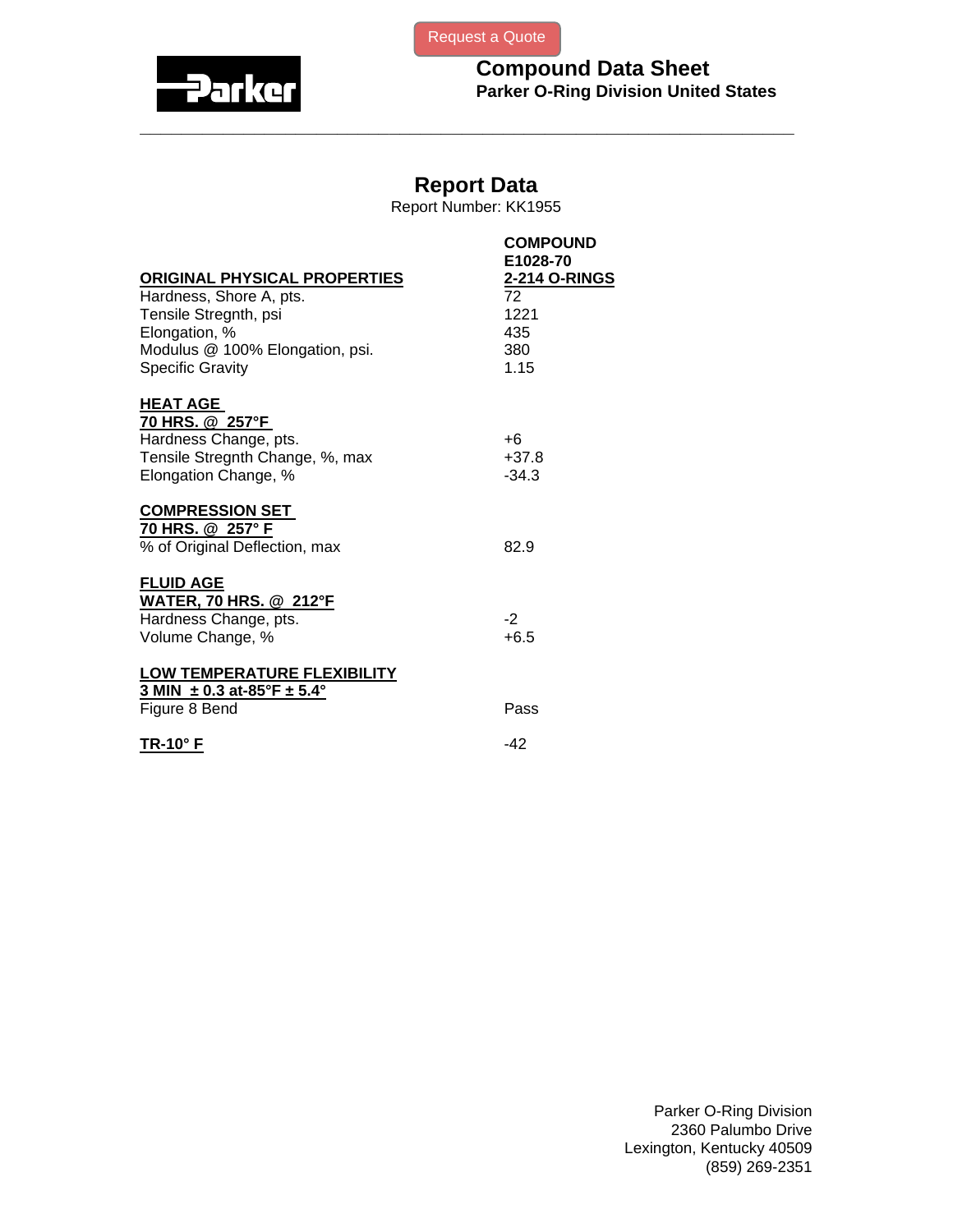Request a Quote

# Compound Data Sheet

**Parker O-Ring Division United States**

## Report Data

Report Number: KK1955

| | **COMPOUND E1028-70 2-214 O-RINGS** |
|---|---|
| **ORIGINAL PHYSICAL PROPERTIES** | |
| Hardness, Shore A, pts. | 72 |
| Tensile Stregnth, psi | 1221 |
| Elongation, % | 435 |
| Modulus @ 100% Elongation, psi. | 380 |
| Specific Gravity | 1.15 |
| **HEAT AGE 70 HRS. @ 257°F** | |
| Hardness Change, pts. | +6 |
| Tensile Stregnth Change, %, max | +37.8 |
| Elongation Change, % | -34.3 |
| **COMPRESSION SET 70 HRS. @ 257° F** | |
| % of Original Deflection, max | 82.9 |
| **FLUID AGE WATER, 70 HRS. @ 212°F** | |
| Hardness Change, pts. | -2 |
| Volume Change, % | +6.5 |
| **LOW TEMPERATURE FLEXIBILITY 3 MIN ± 0.3 at-85°F ± 5.4°** | |
| Figure 8 Bend | Pass |
| **TR-10° F** | -42 |

Parker O-Ring Division
2360 Palumbo Drive
Lexington, Kentucky 40509
(859) 269-2351